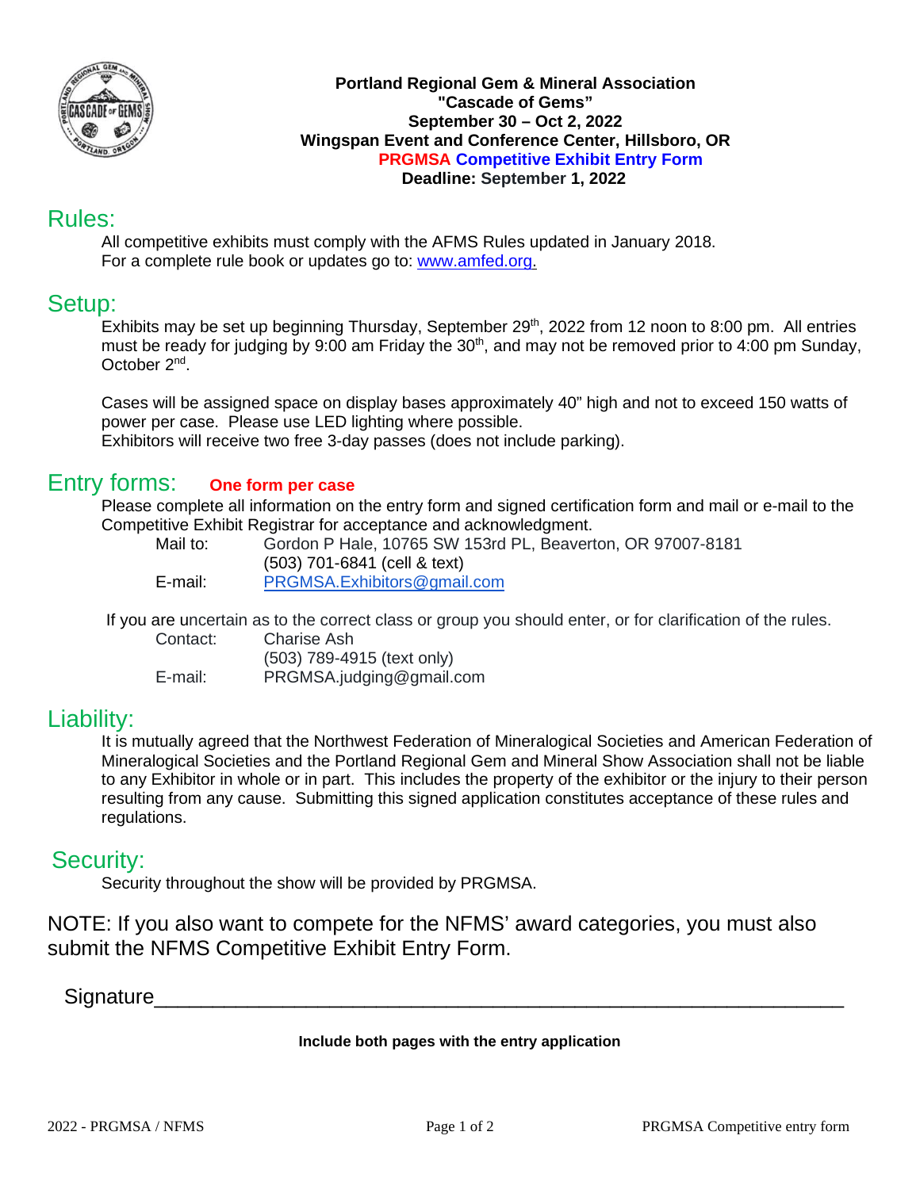**Portland Regional Gem & Mineral Association**
**"Cascade of Gems"**
**September 30 – Oct 2, 2022**
**Wingspan Event and Conference Center, Hillsboro, OR**
**PRGMSA Competitive Exhibit Entry Form**
**Deadline: September 1, 2022**

## Rules:

All competitive exhibits must comply with the AFMS Rules updated in January 2018.
For a complete rule book or updates go to: www.amfed.org.

## Setup:

Exhibits may be set up beginning Thursday, September 29th, 2022 from 12 noon to 8:00 pm. All entries must be ready for judging by 9:00 am Friday the 30th, and may not be removed prior to 4:00 pm Sunday, October 2nd.

Cases will be assigned space on display bases approximately 40" high and not to exceed 150 watts of power per case. Please use LED lighting where possible.
Exhibitors will receive two free 3-day passes (does not include parking).

## Entry forms: **One form per case**

Please complete all information on the entry form and signed certification form and mail or e-mail to the Competitive Exhibit Registrar for acceptance and acknowledgment.

Mail to: Gordon P Hale, 10765 SW 153rd PL, Beaverton, OR 97007-8181
(503) 701-6841 (cell & text)
E-mail: PRGMSA.Exhibitors@gmail.com

If you are uncertain as to the correct class or group you should enter, or for clarification of the rules.

Contact: Charise Ash
(503) 789-4915 (text only)
E-mail: PRGMSA.judging@gmail.com

## Liability:

It is mutually agreed that the Northwest Federation of Mineralogical Societies and American Federation of Mineralogical Societies and the Portland Regional Gem and Mineral Show Association shall not be liable to any Exhibitor in whole or in part. This includes the property of the exhibitor or the injury to their person resulting from any cause. Submitting this signed application constitutes acceptance of these rules and regulations.

## Security:

Security throughout the show will be provided by PRGMSA.

NOTE: If you also want to compete for the NFMS' award categories, you must also submit the NFMS Competitive Exhibit Entry Form.

Signature_______________________________________________________

**Include both pages with the entry application**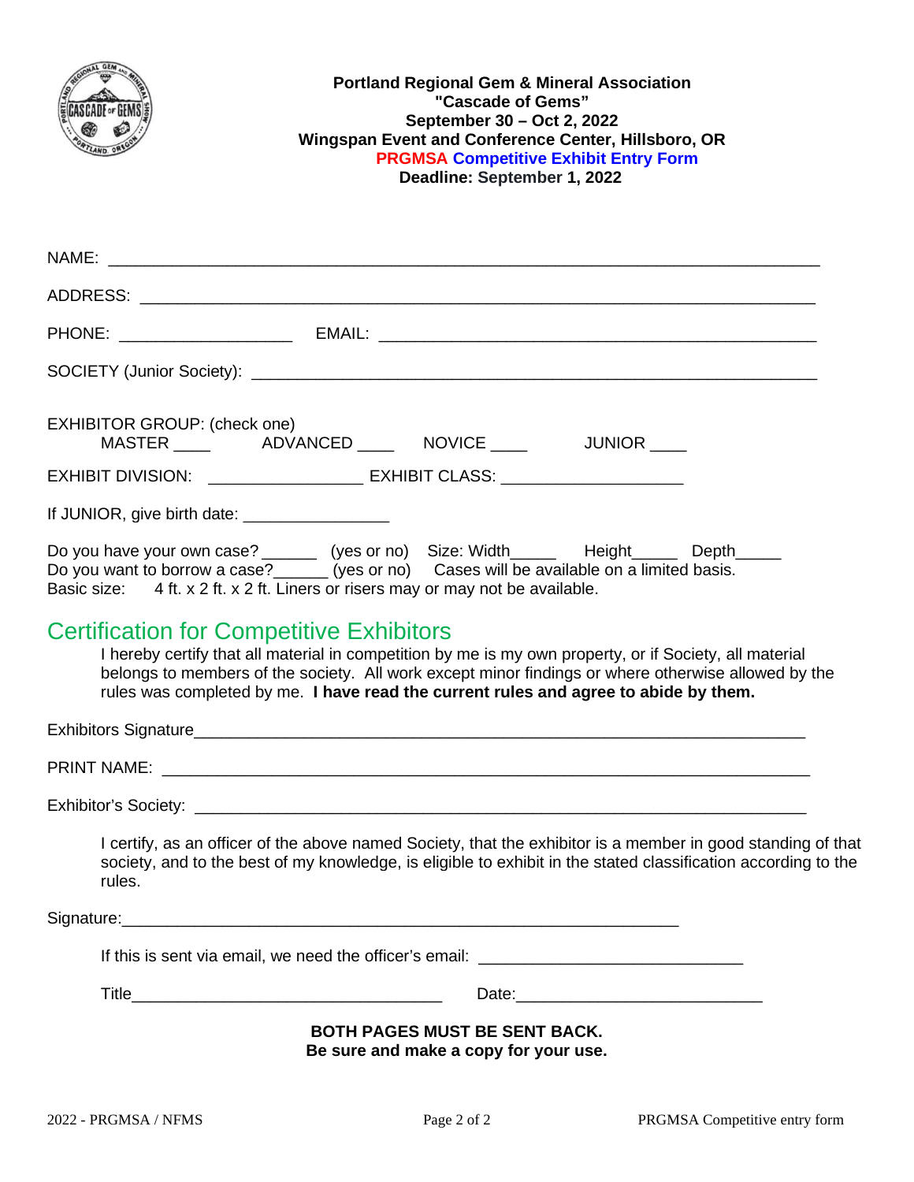**Portland Regional Gem & Mineral Association**
**"Cascade of Gems"**
**September 30 – Oct 2, 2022**
**Wingspan Event and Conference Center, Hillsboro, OR**
**PRGMSA Competitive Exhibit Entry Form**
**Deadline: September 1, 2022**

NAME: ___________________________________________________________________________

ADDRESS: ________________________________________________________________________

PHONE: ___________________ EMAIL: ______________________________________________

SOCIETY (Junior Society): ____________________________________________________________

EXHIBITOR GROUP: (check one)
MASTER ____ ADVANCED ____ NOVICE ____ JUNIOR ____

EXHIBIT DIVISION: _________________ EXHIBIT CLASS: ____________________

If JUNIOR, give birth date: ________________

Do you have your own case? ______ (yes or no) Size: Width_____ Height_____ Depth_____
Do you want to borrow a case?______ (yes or no) Cases will be available on a limited basis.
Basic size: 4 ft. x 2 ft. x 2 ft. Liners or risers may or may not be available.

## Certification for Competitive Exhibitors

I hereby certify that all material in competition by me is my own property, or if Society, all material belongs to members of the society. All work except minor findings or where otherwise allowed by the rules was completed by me. **I have read the current rules and agree to abide by them.**

Exhibitors Signature__________________________________________________________________

PRINT NAME: _______________________________________________________________________

Exhibitor's Society: __________________________________________________________________

I certify, as an officer of the above named Society, that the exhibitor is a member in good standing of that society, and to the best of my knowledge, is eligible to exhibit in the stated classification according to the rules.

Signature:_______________________________________________________________

If this is sent via email, we need the officer's email: _____________________________

Title__________________________________ Date:___________________________

**BOTH PAGES MUST BE SENT BACK.**
**Be sure and make a copy for your use.**